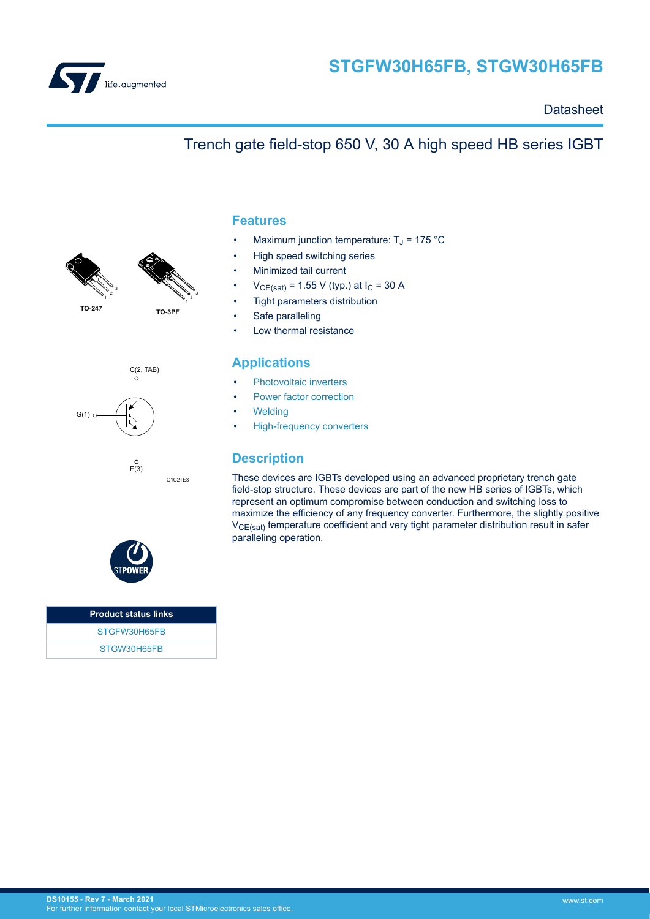# STGFW30H65FB, STGW30H65FB

Datasheet

## Trench gate field-stop 650 V, 30 A high speed HB series IGBT

TO-247

TO-3PF

C(2, TAB)

G(1)

E(3)

G1C2TE3

| Product status links |
|---|
| STGFW30H65FB |
| STGW30H65FB |

## Features

- Maximum junction temperature: $T_J$ = 175 °C
- High speed switching series
- Minimized tail current
- $V_{CE(sat)}$ = 1.55 V (typ.) at $I_C$ = 30 A
- Tight parameters distribution
- Safe paralleling
- Low thermal resistance

## Applications

- Photovoltaic inverters
- Power factor correction
- Welding
- High-frequency converters

## Description

These devices are IGBTs developed using an advanced proprietary trench gate field-stop structure. These devices are part of the new HB series of IGBTs, which represent an optimum compromise between conduction and switching loss to maximize the efficiency of any frequency converter. Furthermore, the slightly positive $V_{CE(sat)}$ temperature coefficient and very tight parameter distribution result in safer paralleling operation.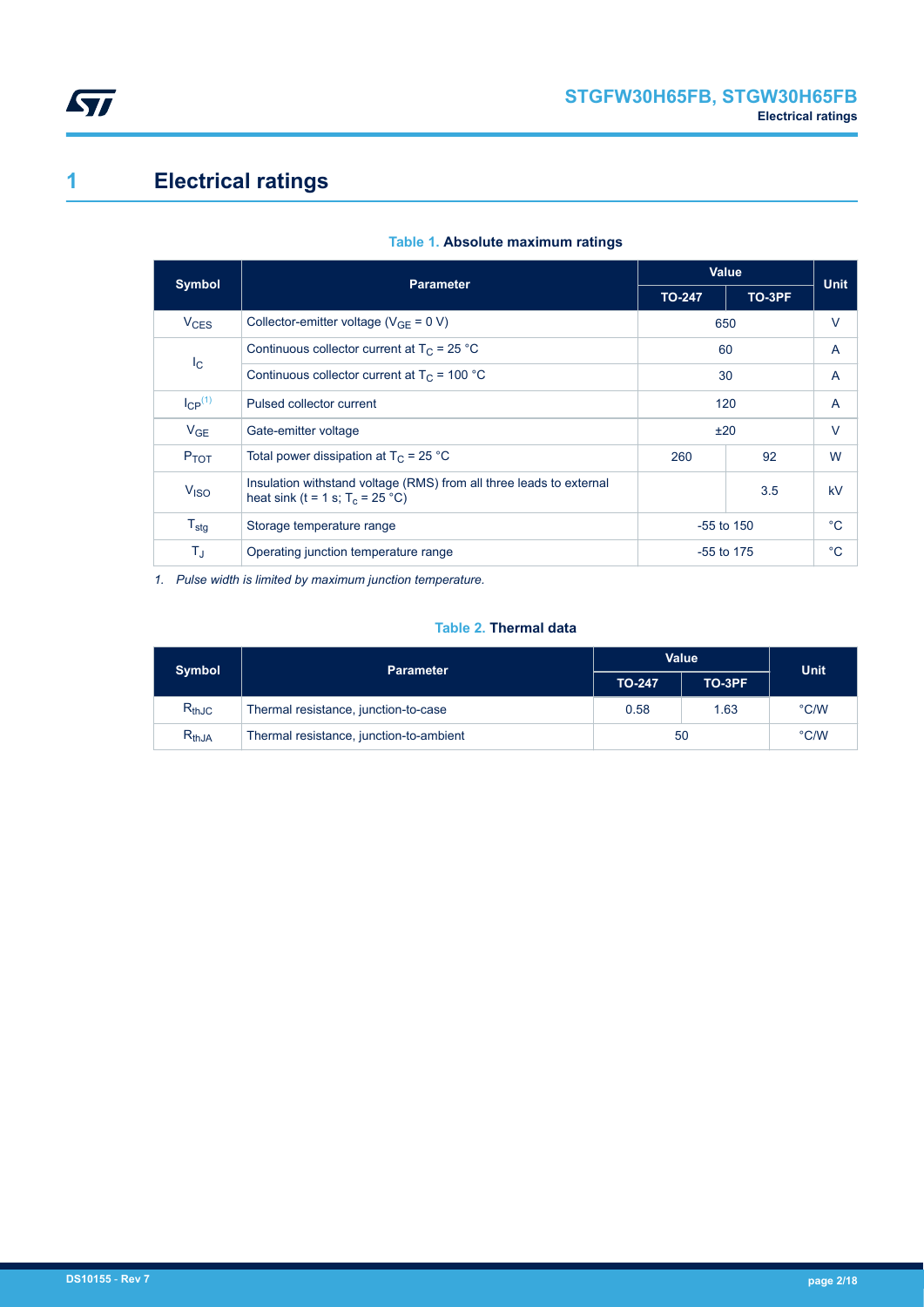# 1 Electrical ratings

**Table 1. Absolute maximum ratings**

| Symbol | Parameter | Value | | Unit |
|---|---|---|---|---|
| | | TO-247 | TO-3PF | |
| $V_{CES}$ | Collector-emitter voltage ($V_{GE}$ = 0 V) | 650 | | V |
| $I_C$ | Continuous collector current at $T_C$ = 25 °C | 60 | | A |
| | Continuous collector current at $T_C$ = 100 °C | 30 | | A |
| $I_{CP}$ [1] | Pulsed collector current | 120 | | A |
| $V_{GE}$ | Gate-emitter voltage | ±20 | | V |
| $P_{TOT}$ | Total power dissipation at $T_C$ = 25 °C | 260 | 92 | W |
| $V_{ISO}$ | Insulation withstand voltage (RMS) from all three leads to external heat sink (t = 1 s; $T_c$ = 25 °C) | | 3.5 | kV |
| $T_{stg}$ | Storage temperature range | -55 to 150 | | °C |
| $T_J$ | Operating junction temperature range | -55 to 175 | | °C |

*1. Pulse width is limited by maximum junction temperature.*

**Table 2. Thermal data**

| Symbol | Parameter | Value | | Unit |
|---|---|---|---|---|
| | | TO-247 | TO-3PF | |
| $R_{thJC}$ | Thermal resistance, junction-to-case | 0.58 | 1.63 | °C/W |
| $R_{thJA}$ | Thermal resistance, junction-to-ambient | 50 | | °C/W |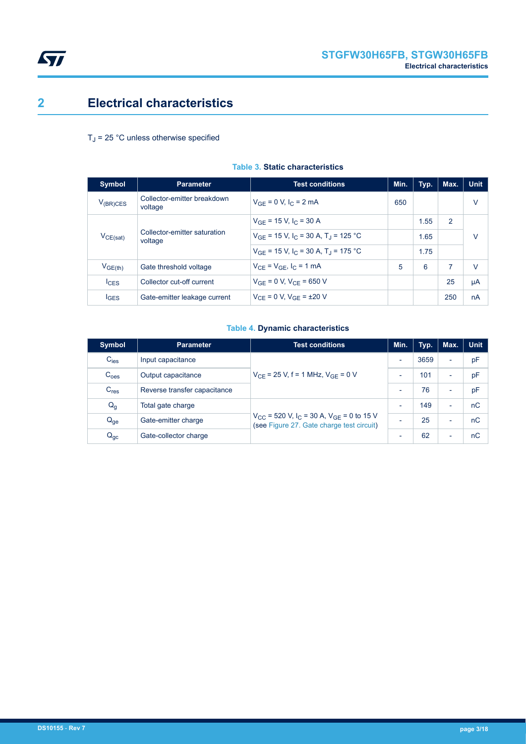## 2 Electrical characteristics

$T_J$ = 25 °C unless otherwise specified

**Table 3. Static characteristics**

| Symbol | Parameter | Test conditions | Min. | Typ. | Max. | Unit |
|---|---|---|---|---|---|---|
| $V_{(BR)CES}$ | Collector-emitter breakdown voltage | $V_{GE}$ = 0 V, $I_C$ = 2 mA | 650 | | | V |
| $V_{CE(sat)}$ | Collector-emitter saturation voltage | $V_{GE}$ = 15 V, $I_C$ = 30 A | | 1.55 | 2 | V |
| | | $V_{GE}$ = 15 V, $I_C$ = 30 A, $T_J$ = 125 °C | | 1.65 | | |
| | | $V_{GE}$ = 15 V, $I_C$ = 30 A, $T_J$ = 175 °C | | 1.75 | | |
| $V_{GE(th)}$ | Gate threshold voltage | $V_{CE}$ = $V_{GE}$, $I_C$ = 1 mA | 5 | 6 | 7 | V |
| $I_{CES}$ | Collector cut-off current | $V_{GE}$ = 0 V, $V_{CE}$ = 650 V | | | 25 | µA |
| $I_{GES}$ | Gate-emitter leakage current | $V_{CE}$ = 0 V, $V_{GE}$ = ±20 V | | | 250 | nA |

**Table 4. Dynamic characteristics**

| Symbol | Parameter | Test conditions | Min. | Typ. | Max. | Unit |
|---|---|---|---|---|---|---|
| $C_{ies}$ | Input capacitance | $V_{CE}$ = 25 V, f = 1 MHz, $V_{GE}$ = 0 V | - | 3659 | - | pF |
| $C_{oes}$ | Output capacitance | | - | 101 | - | pF |
| $C_{res}$ | Reverse transfer capacitance | | - | 76 | - | pF |
| $Q_g$ | Total gate charge | $V_{CC}$ = 520 V, $I_C$ = 30 A, $V_{GE}$ = 0 to 15 V (see Figure 27. Gate charge test circuit) | - | 149 | - | nC |
| $Q_{ge}$ | Gate-emitter charge | | - | 25 | - | nC |
| $Q_{gc}$ | Gate-collector charge | | - | 62 | - | nC |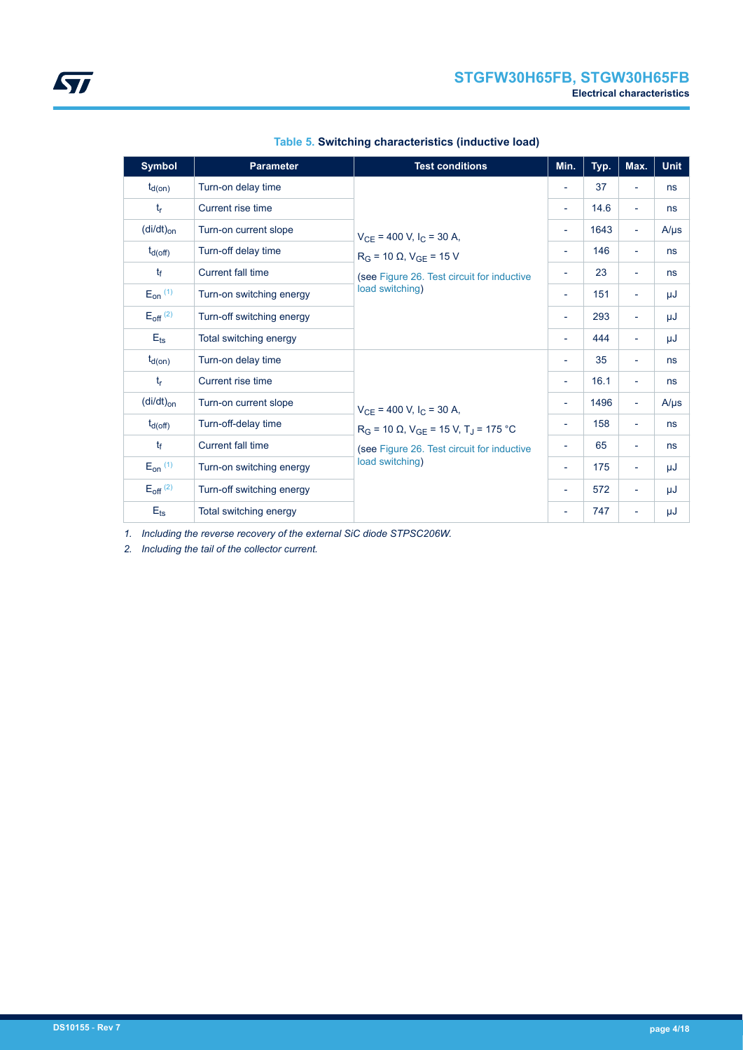Table 5. **Switching characteristics (inductive load)**

| Symbol | Parameter | Test conditions | Min. | Typ. | Max. | Unit |
|---|---|---|---|---|---|---|
| $t_{d(on)}$ | Turn-on delay time | $V_{CE}$ = 400 V, $I_C$ = 30 A, $R_G$ = 10 Ω, $V_{GE}$ = 15 V (see Figure 26. Test circuit for inductive load switching) | - | 37 | - | ns |
| $t_r$ | Current rise time | | - | 14.6 | - | ns |
| $(di/dt)_{on}$ | Turn-on current slope | | - | 1643 | - | A/μs |
| $t_{d(off)}$ | Turn-off delay time | | - | 146 | - | ns |
| $t_f$ | Current fall time | | - | 23 | - | ns |
| $E_{on}$ (1) | Turn-on switching energy | | - | 151 | - | μJ |
| $E_{off}$ (2) | Turn-off switching energy | | - | 293 | - | μJ |
| $E_{ts}$ | Total switching energy | | - | 444 | - | μJ |
| $t_{d(on)}$ | Turn-on delay time | $V_{CE}$ = 400 V, $I_C$ = 30 A, $R_G$ = 10 Ω, $V_{GE}$ = 15 V, $T_J$ = 175 °C (see Figure 26. Test circuit for inductive load switching) | - | 35 | - | ns |
| $t_r$ | Current rise time | | - | 16.1 | - | ns |
| $(di/dt)_{on}$ | Turn-on current slope | | - | 1496 | - | A/μs |
| $t_{d(off)}$ | Turn-off-delay time | | - | 158 | - | ns |
| $t_f$ | Current fall time | | - | 65 | - | ns |
| $E_{on}$ (1) | Turn-on switching energy | | - | 175 | - | μJ |
| $E_{off}$ (2) | Turn-off switching energy | | - | 572 | - | μJ |
| $E_{ts}$ | Total switching energy | | - | 747 | - | μJ |

1. *Including the reverse recovery of the external SiC diode STPSC206W.*
2. *Including the tail of the collector current.*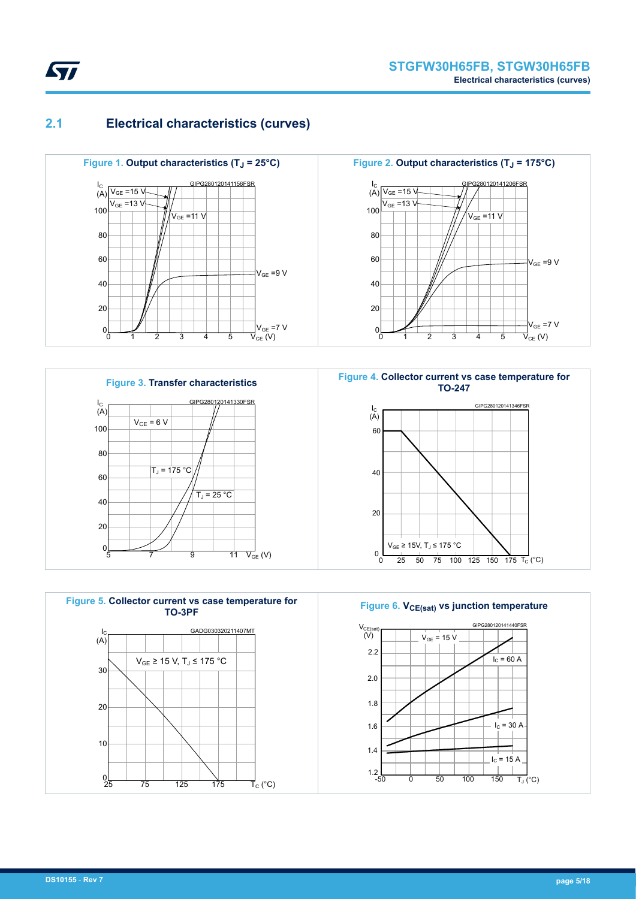## 2.1 Electrical characteristics (curves)

**Figure 1. Output characteristics ($T_J$ = 25°C)**

**Figure 2. Output characteristics ($T_J$ = 175°C)**

**Figure 3. Transfer characteristics**

**Figure 4. Collector current vs case temperature for TO-247**

**Figure 5. Collector current vs case temperature for TO-3PF**

**Figure 6. $V_{CE(sat)}$ vs junction temperature**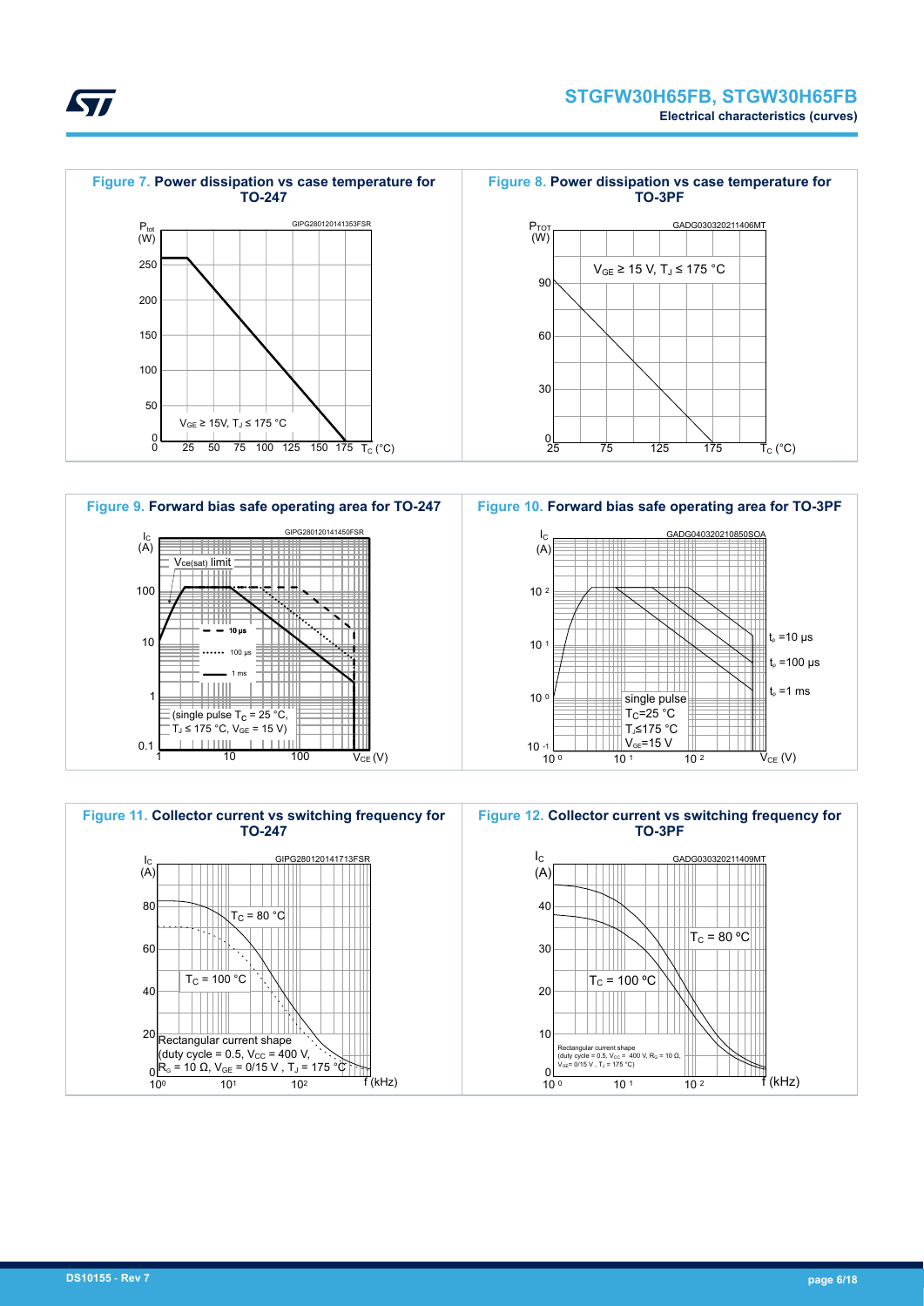**Figure 7. Power dissipation vs case temperature for TO-247**

GIPG280120141353FSR

$P_{tot}$ (W)

$V_{GE} \geq 15V$, $T_J \leq 175$ °C

$T_C$ (°C)

**Figure 8. Power dissipation vs case temperature for TO-3PF**

GADG030320211406MT

$P_{TOT}$ (W)

$V_{GE} \geq 15$ V, $T_J \leq 175$ °C

$T_C$ (°C)

**Figure 9. Forward bias safe operating area for TO-247**

GIPG280120141450FSR

$I_C$ (A)

$V_{ce(sat)}$ limit

10 µs

100 µs

1 ms

(single pulse $T_C$ = 25 °C, $T_J \leq 175$ °C, $V_{GE}$ = 15 V)

$V_{CE}$ (V)

**Figure 10. Forward bias safe operating area for TO-3PF**

GADG040320210850SOA

$I_C$ (A)

$t_p$ =10 µs

$t_p$ =100 µs

$t_p$ =1 ms

single pulse
$T_C$=25 °C
$T_J$≤175 °C
$V_{GE}$=15 V

$V_{CE}$ (V)

**Figure 11. Collector current vs switching frequency for TO-247**

GIPG280120141713FSR

$I_C$ (A)

$T_C$ = 80 °C

$T_C$ = 100 °C

Rectangular current shape (duty cycle = 0.5, $V_{CC}$ = 400 V, $R_G$ = 10 Ω, $V_{GE}$ = 0/15 V, $T_J$ = 175 °C)

f (kHz)

**Figure 12. Collector current vs switching frequency for TO-3PF**

GADG030320211409MT

$I_C$ (A)

$T_C$ = 80 ºC

$T_C$ = 100 ºC

Rectangular current shape (duty cycle = 0.5, $V_{CC}$ = 400 V, $R_G$ = 10 Ω, $V_{GE}$= 0/15 V, $T_J$ = 175 °C)

f (kHz)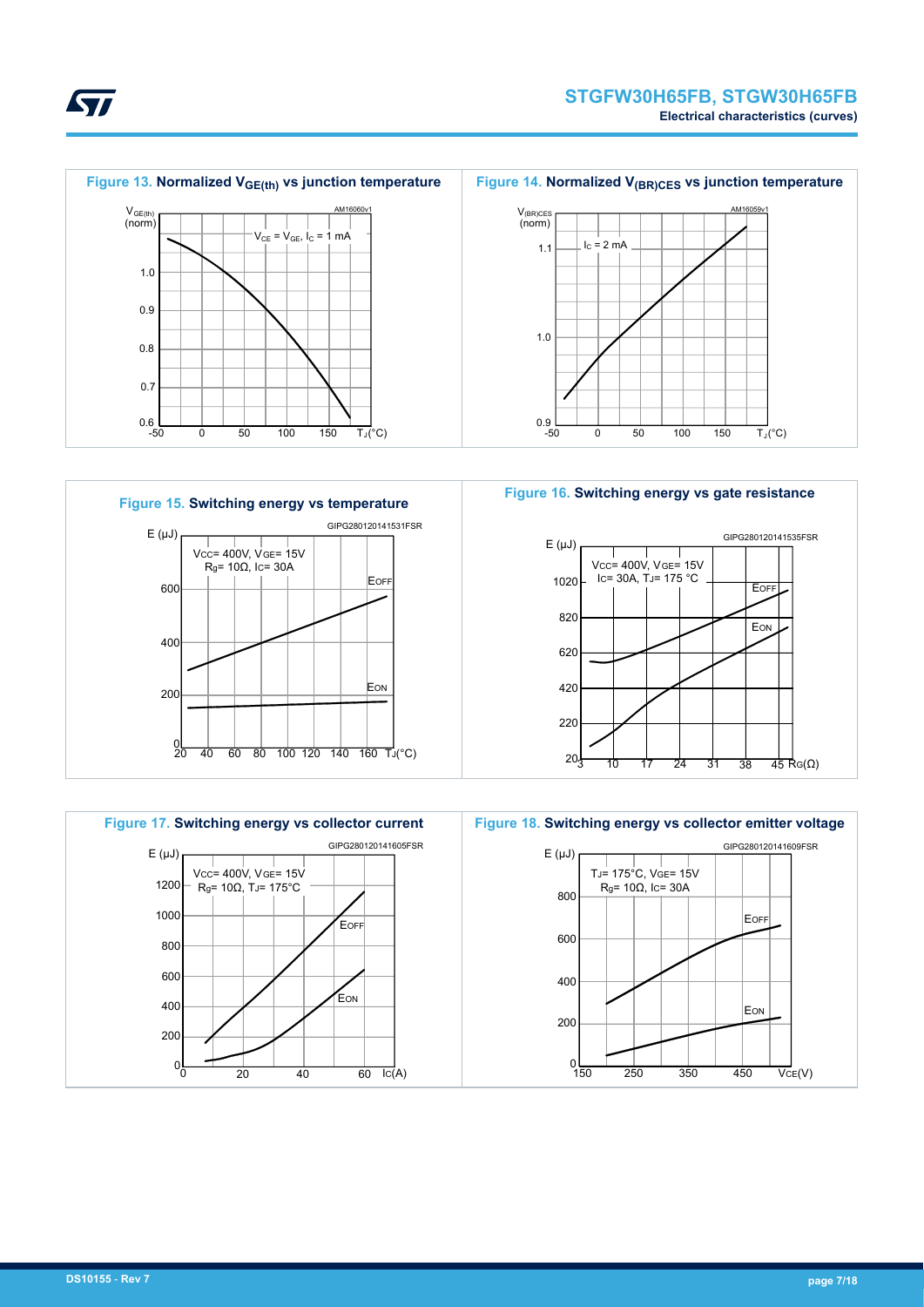**Figure 13. Normalized $V_{GE(th)}$ vs junction temperature**

**Figure 14. Normalized $V_{(BR)CES}$ vs junction temperature**

**Figure 15. Switching energy vs temperature**

**Figure 16. Switching energy vs gate resistance**

**Figure 17. Switching energy vs collector current**

**Figure 18. Switching energy vs collector emitter voltage**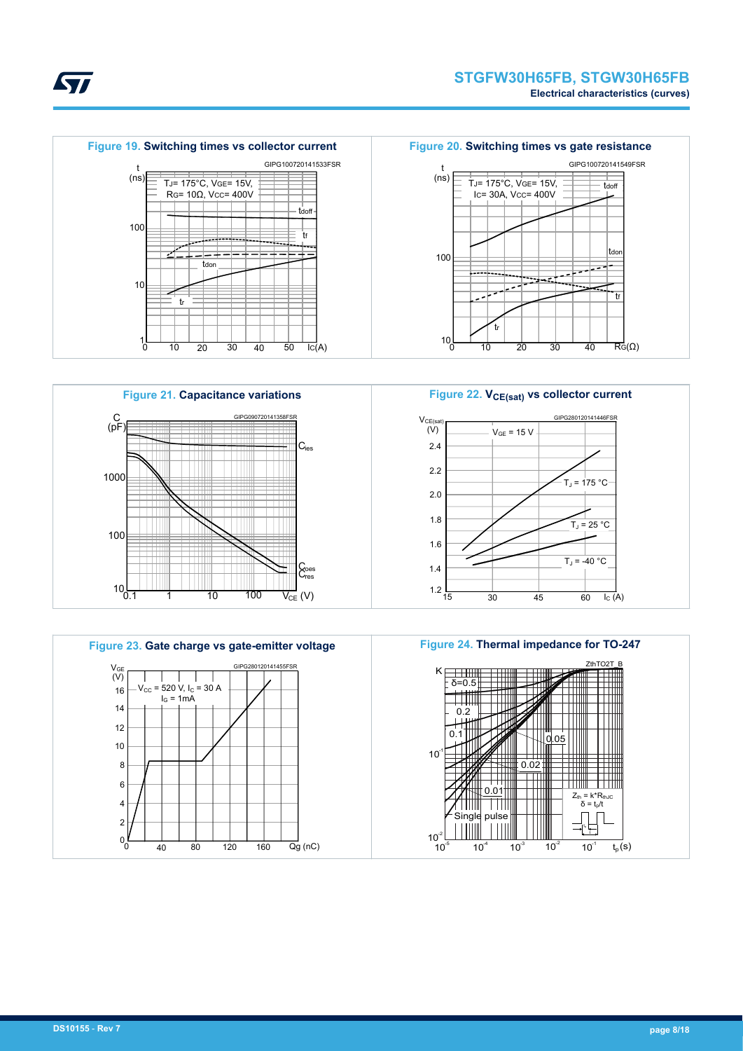**Figure 19. Switching times vs collector current**

GIPG100720141533FSR

$T_J$= 175°C, $V_{GE}$= 15V, $R_G$= 10Ω, $V_{CC}$= 400V

**Figure 20. Switching times vs gate resistance**

GIPG100720141549FSR

$T_J$= 175°C, $V_{GE}$= 15V, $I_C$= 30A, $V_{CC}$= 400V

**Figure 21. Capacitance variations**

GIPG090720141358FSR

**Figure 22. $V_{CE(sat)}$ vs collector current**

GIPG280120141446FSR

$V_{GE}$ = 15 V

**Figure 23. Gate charge vs gate-emitter voltage**

GIPG280120141455FSR

$V_{CC}$ = 520 V, $I_C$ = 30 A, $I_G$ = 1mA

**Figure 24. Thermal impedance for TO-247**

ZthTO2T_B

$Z_{th} = k*R_{thJC}$

$\delta = t_p/t$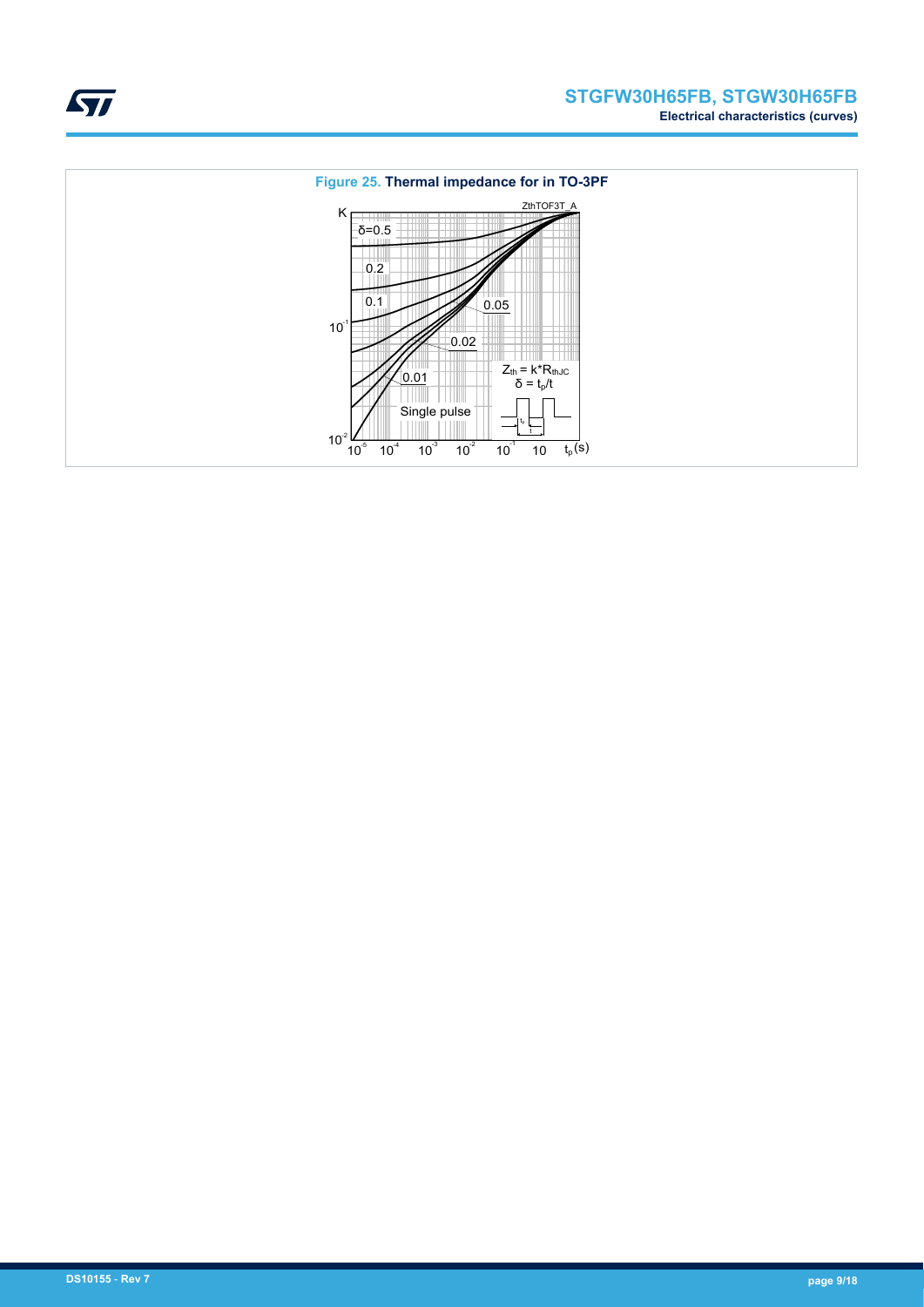**Figure 25. Thermal impedance for in TO-3PF**

ZthTOF3T_A

K

δ=0.5

0.2

0.1

0.05

0.02

0.01

Single pulse

$Z_{th} = k*R_{thJC}$

$\delta = t_p/t$

$10^{-1}$

$10^{-2}$

$10^{-5}$ $10^{-4}$ $10^{-3}$ $10^{-2}$ $10^{-1}$ 10 $t_p$(s)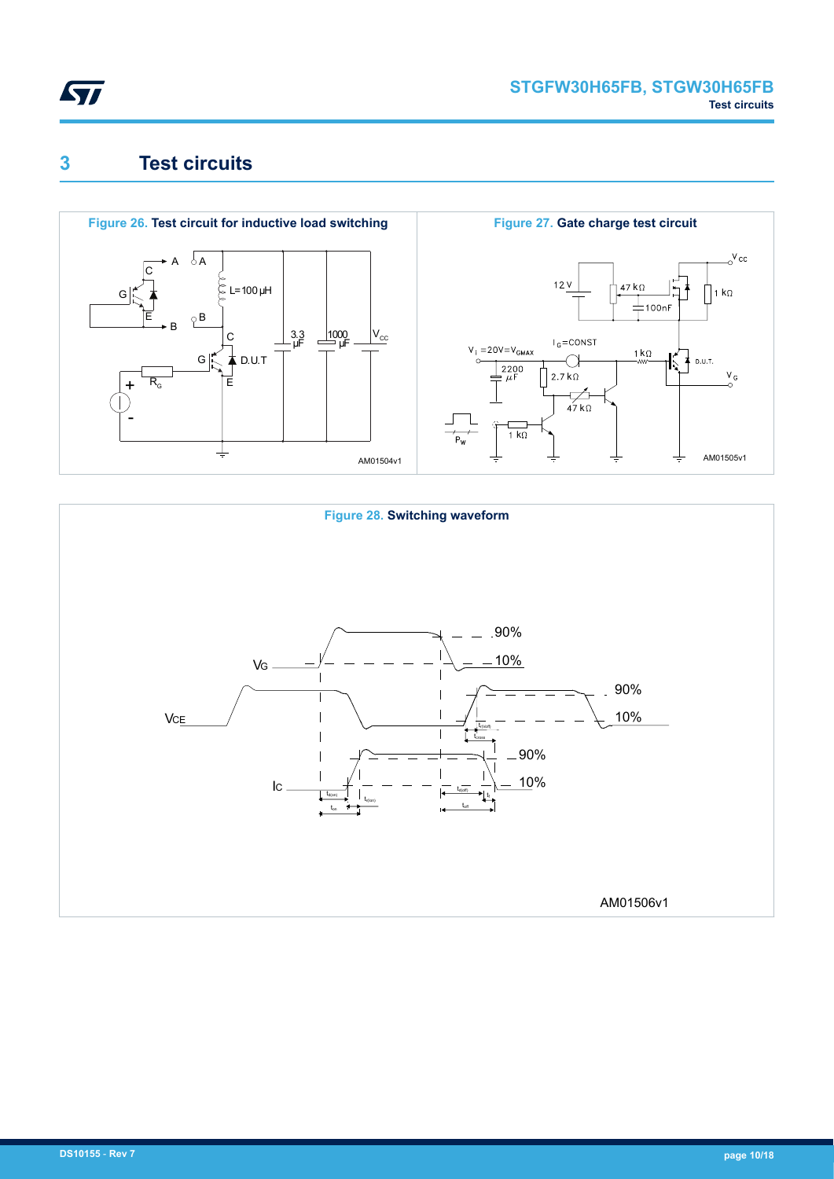# 3 Test circuits

**Figure 26. Test circuit for inductive load switching**

AM01504v1

**Figure 27. Gate charge test circuit**

AM01505v1

**Figure 28. Switching waveform**

AM01506v1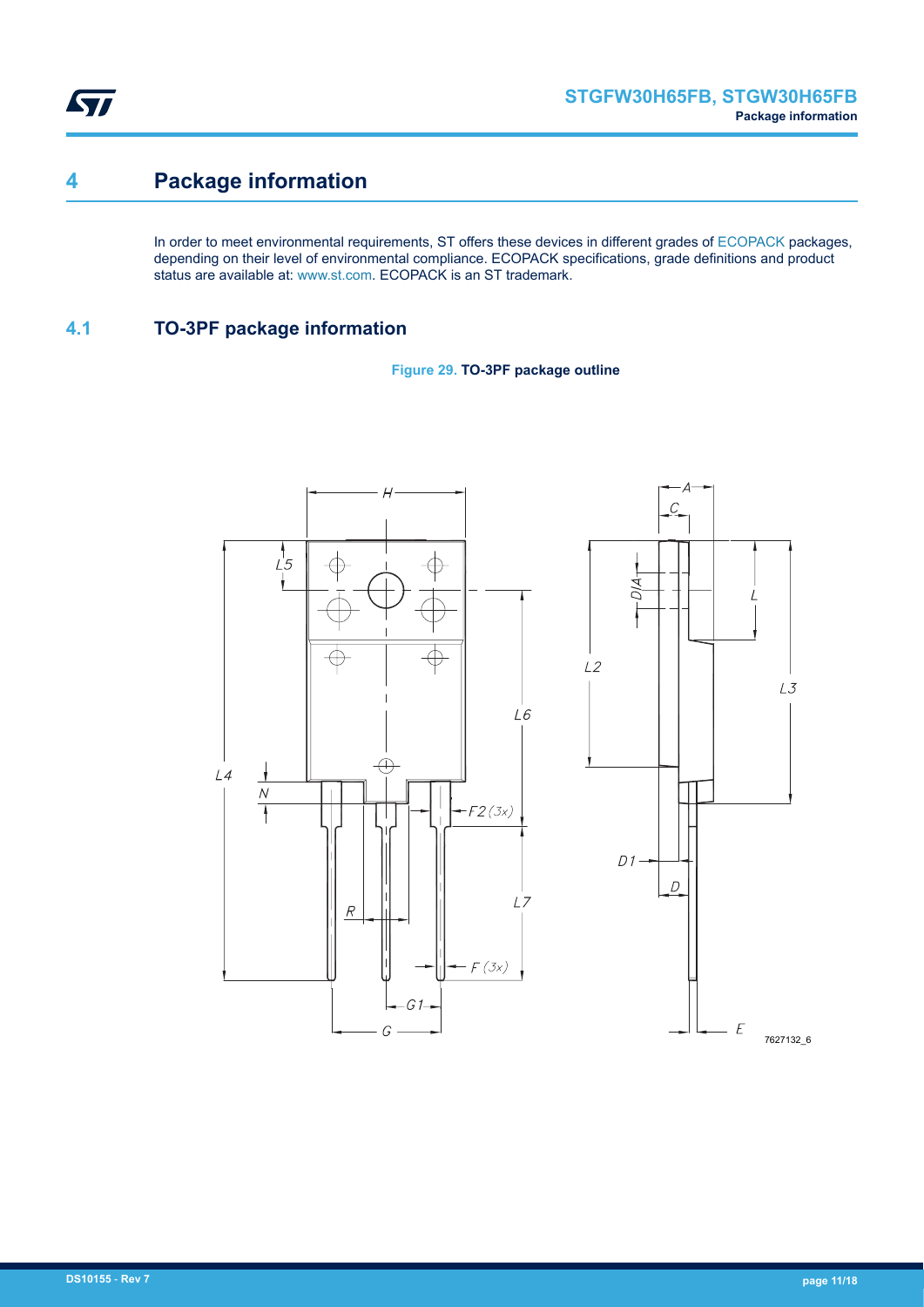# 4 Package information

In order to meet environmental requirements, ST offers these devices in different grades of ECOPACK packages, depending on their level of environmental compliance. ECOPACK specifications, grade definitions and product status are available at: www.st.com. ECOPACK is an ST trademark.

## 4.1 TO-3PF package information

**Figure 29. TO-3PF package outline**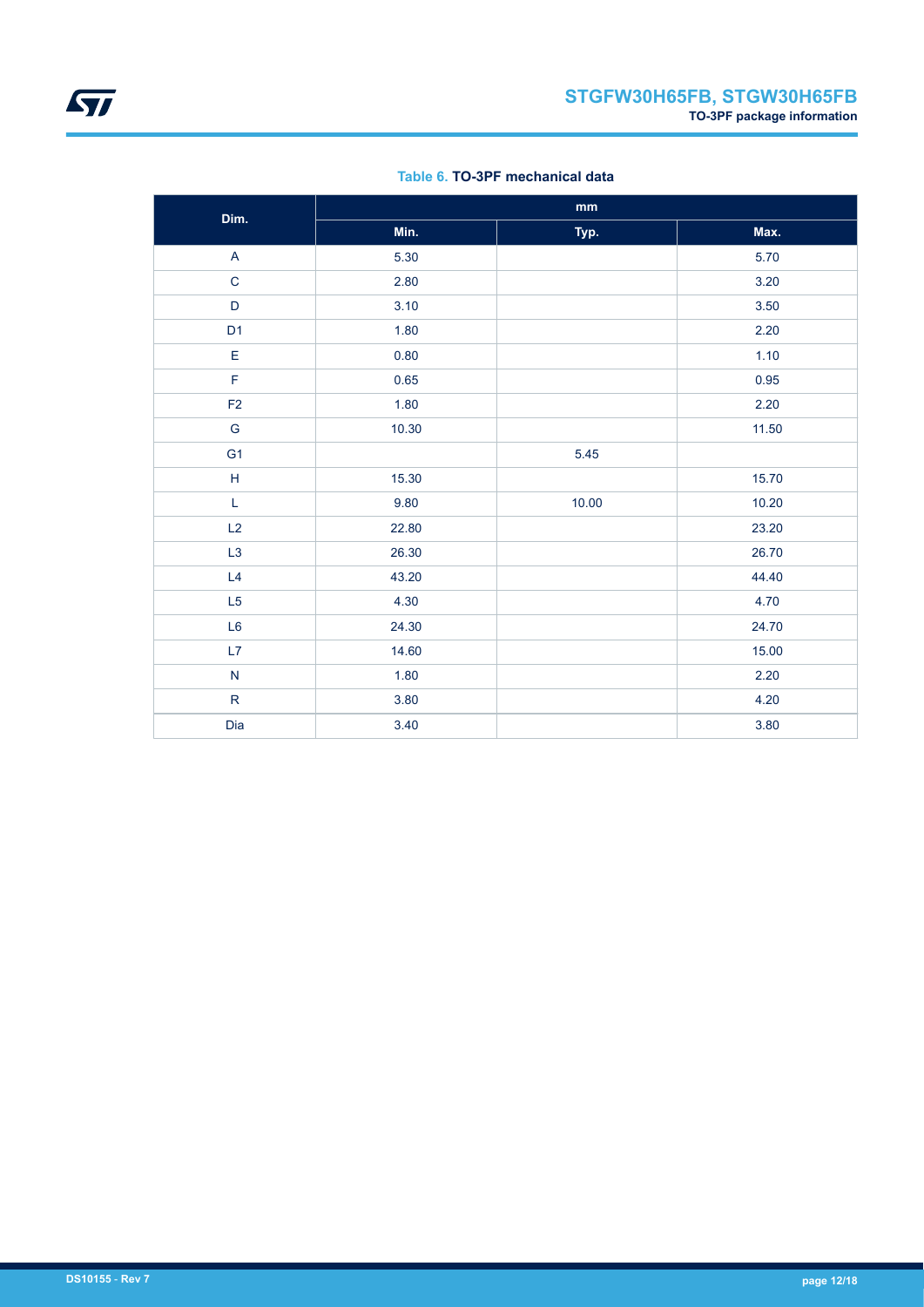**Table 6. TO-3PF mechanical data**

| Dim. | mm | | |
|---|---|---|---|
| | Min. | Typ. | Max. |
| A | 5.30 | | 5.70 |
| C | 2.80 | | 3.20 |
| D | 3.10 | | 3.50 |
| D1 | 1.80 | | 2.20 |
| E | 0.80 | | 1.10 |
| F | 0.65 | | 0.95 |
| F2 | 1.80 | | 2.20 |
| G | 10.30 | | 11.50 |
| G1 | | 5.45 | |
| H | 15.30 | | 15.70 |
| L | 9.80 | 10.00 | 10.20 |
| L2 | 22.80 | | 23.20 |
| L3 | 26.30 | | 26.70 |
| L4 | 43.20 | | 44.40 |
| L5 | 4.30 | | 4.70 |
| L6 | 24.30 | | 24.70 |
| L7 | 14.60 | | 15.00 |
| N | 1.80 | | 2.20 |
| R | 3.80 | | 4.20 |
| Dia | 3.40 | | 3.80 |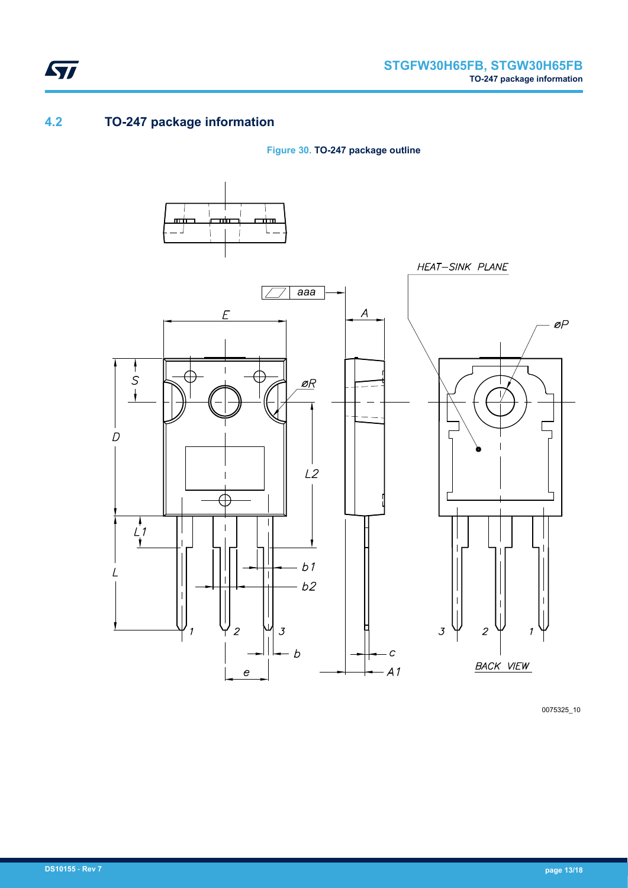## 4.2 TO-247 package information

**Figure 30. TO-247 package outline**

0075325_10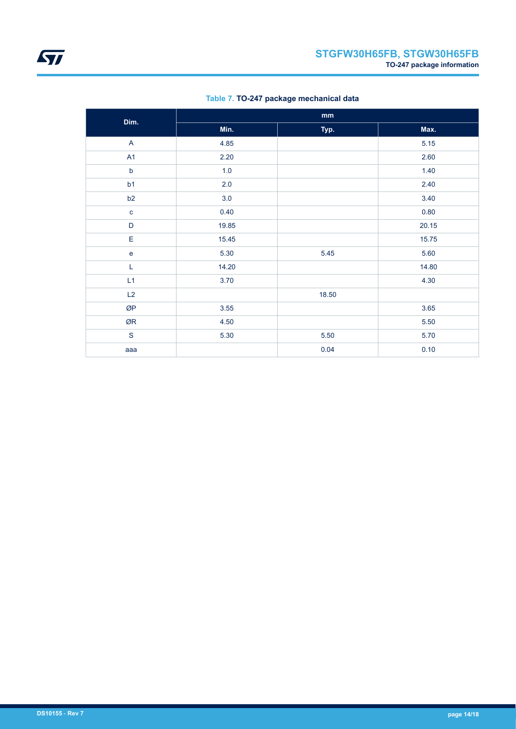**Table 7. TO-247 package mechanical data**

| Dim. | mm | | |
|---|---|---|---|
| | Min. | Typ. | Max. |
| A | 4.85 | | 5.15 |
| A1 | 2.20 | | 2.60 |
| b | 1.0 | | 1.40 |
| b1 | 2.0 | | 2.40 |
| b2 | 3.0 | | 3.40 |
| c | 0.40 | | 0.80 |
| D | 19.85 | | 20.15 |
| E | 15.45 | | 15.75 |
| e | 5.30 | 5.45 | 5.60 |
| L | 14.20 | | 14.80 |
| L1 | 3.70 | | 4.30 |
| L2 | | 18.50 | |
| ØP | 3.55 | | 3.65 |
| ØR | 4.50 | | 5.50 |
| S | 5.30 | 5.50 | 5.70 |
| aaa | | 0.04 | 0.10 |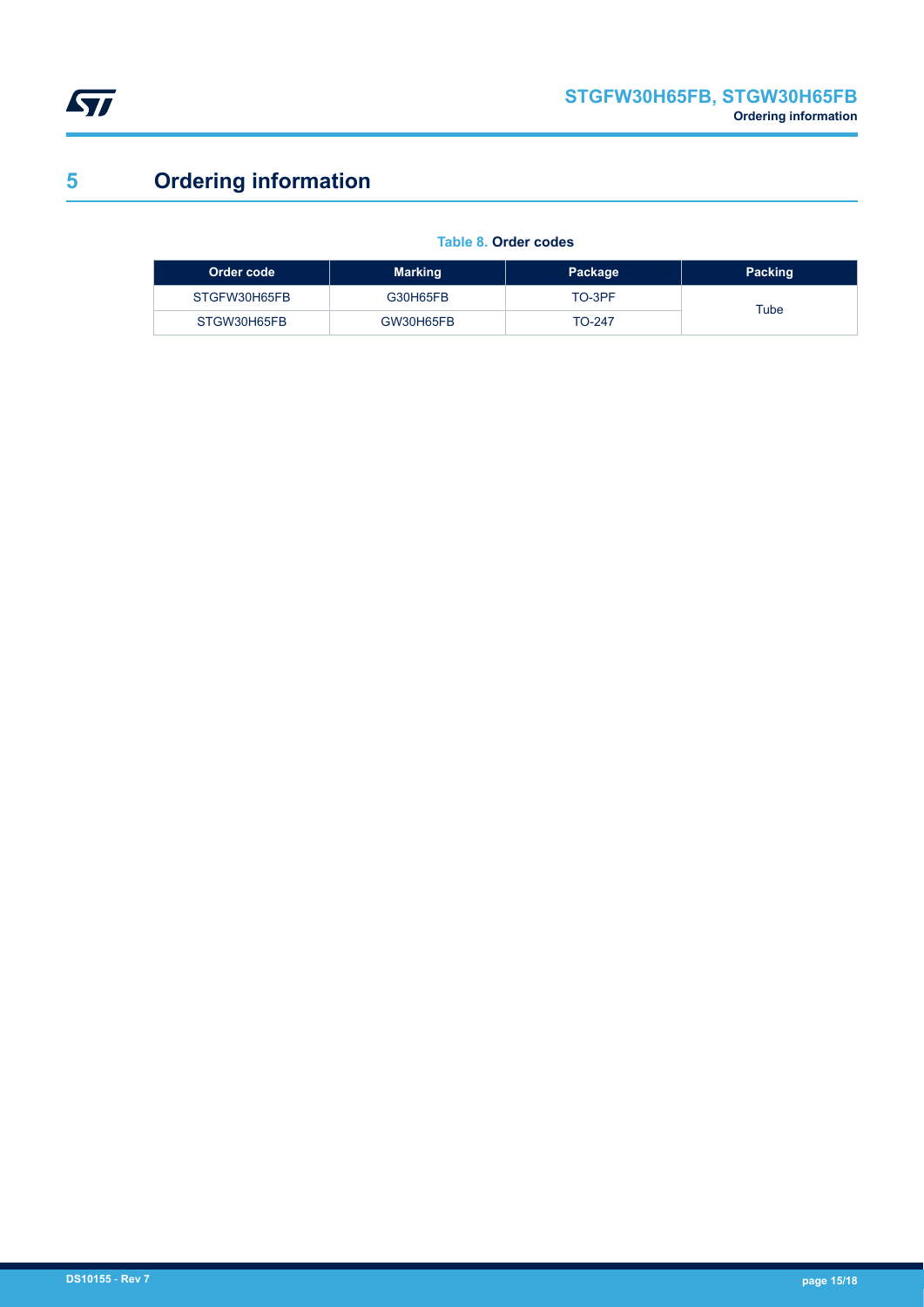# 5 Ordering information

Table 8. **Order codes**

| Order code | Marking | Package | Packing |
| --- | --- | --- | --- |
| STGFW30H65FB | G30H65FB | TO-3PF | Tube |
| STGW30H65FB | GW30H65FB | TO-247 | |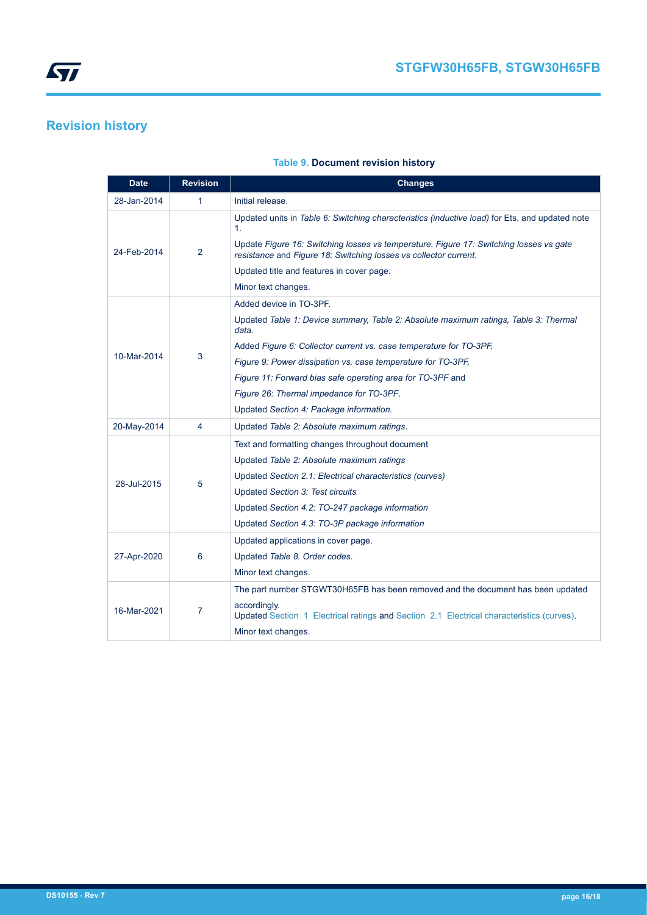# Revision history

**Table 9. Document revision history**

| Date | Revision | Changes |
| --- | --- | --- |
| 28-Jan-2014 | 1 | Initial release. |
| 24-Feb-2014 | 2 | Updated units in *Table 6: Switching characteristics (inductive load)* for Ets, and updated note 1.<br>Update *Figure 16: Switching losses vs temperature, Figure 17: Switching losses vs gate resistance* and *Figure 18: Switching losses vs collector current*.<br>Updated title and features in cover page.<br>Minor text changes. |
| 10-Mar-2014 | 3 | Added device in TO-3PF.<br>Updated *Table 1: Device summary, Table 2: Absolute maximum ratings, Table 3: Thermal data*.<br>Added *Figure 6: Collector current vs. case temperature for TO-3PF,*<br>*Figure 9: Power dissipation vs. case temperature for TO-3PF,*<br>*Figure 11: Forward bias safe operating area for TO-3PF* and<br>*Figure 26: Thermal impedance for TO-3PF*.<br>Updated *Section 4: Package information*. |
| 20-May-2014 | 4 | Updated *Table 2: Absolute maximum ratings*. |
| 28-Jul-2015 | 5 | Text and formatting changes throughout document<br>Updated *Table 2: Absolute maximum ratings*<br>Updated *Section 2.1: Electrical characteristics (curves)*<br>Updated *Section 3: Test circuits*<br>Updated *Section 4.2: TO-247 package information*<br>Updated *Section 4.3: TO-3P package information* |
| 27-Apr-2020 | 6 | Updated applications in cover page.<br>Updated *Table 8. Order codes*.<br>Minor text changes. |
| 16-Mar-2021 | 7 | The part number STGWT30H65FB has been removed and the document has been updated accordingly.<br>Updated Section 1 Electrical ratings and Section 2.1 Electrical characteristics (curves).<br>Minor text changes. |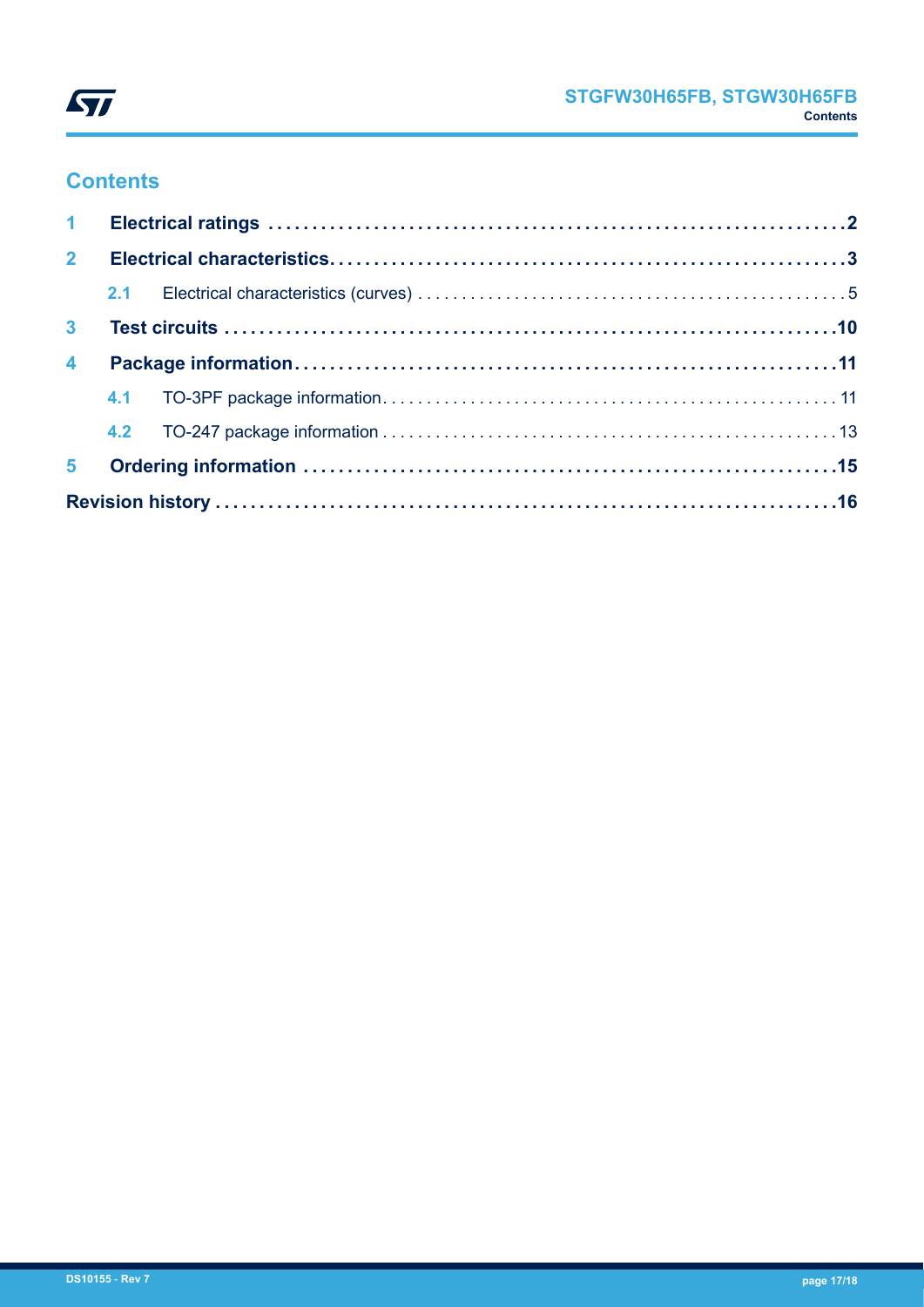## Contents

| | | |
|---|---|---|
| **1** | **Electrical ratings** | **2** |
| **2** | **Electrical characteristics** | **3** |
| 2.1 | Electrical characteristics (curves) | 5 |
| **3** | **Test circuits** | **10** |
| **4** | **Package information** | **11** |
| 4.1 | TO-3PF package information | 11 |
| 4.2 | TO-247 package information | 13 |
| **5** | **Ordering information** | **15** |
| | **Revision history** | **16** |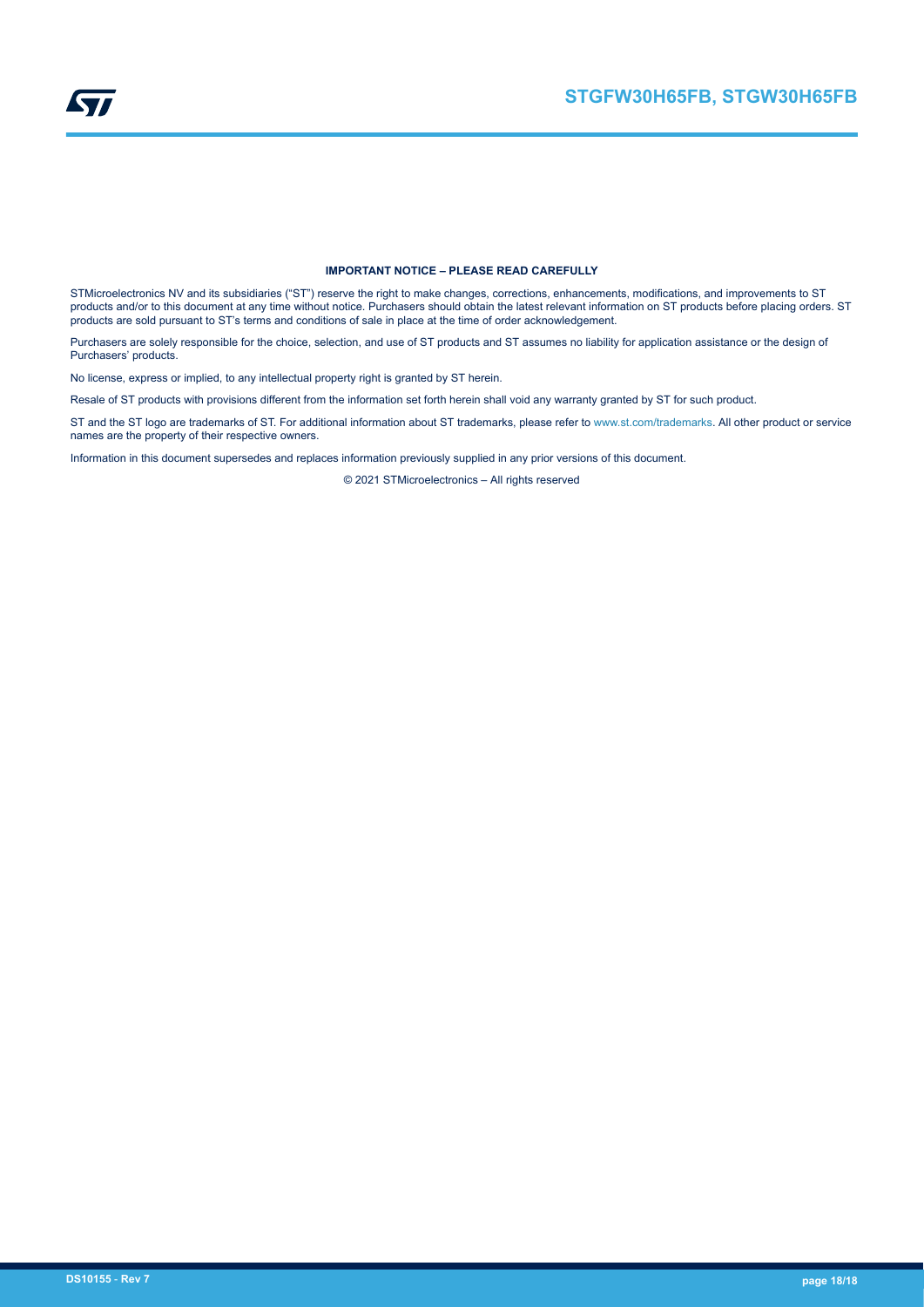**IMPORTANT NOTICE – PLEASE READ CAREFULLY**

STMicroelectronics NV and its subsidiaries ("ST") reserve the right to make changes, corrections, enhancements, modifications, and improvements to ST products and/or to this document at any time without notice. Purchasers should obtain the latest relevant information on ST products before placing orders. ST products are sold pursuant to ST's terms and conditions of sale in place at the time of order acknowledgement.

Purchasers are solely responsible for the choice, selection, and use of ST products and ST assumes no liability for application assistance or the design of Purchasers' products.

No license, express or implied, to any intellectual property right is granted by ST herein.

Resale of ST products with provisions different from the information set forth herein shall void any warranty granted by ST for such product.

ST and the ST logo are trademarks of ST. For additional information about ST trademarks, please refer to www.st.com/trademarks. All other product or service names are the property of their respective owners.

Information in this document supersedes and replaces information previously supplied in any prior versions of this document.

© 2021 STMicroelectronics – All rights reserved